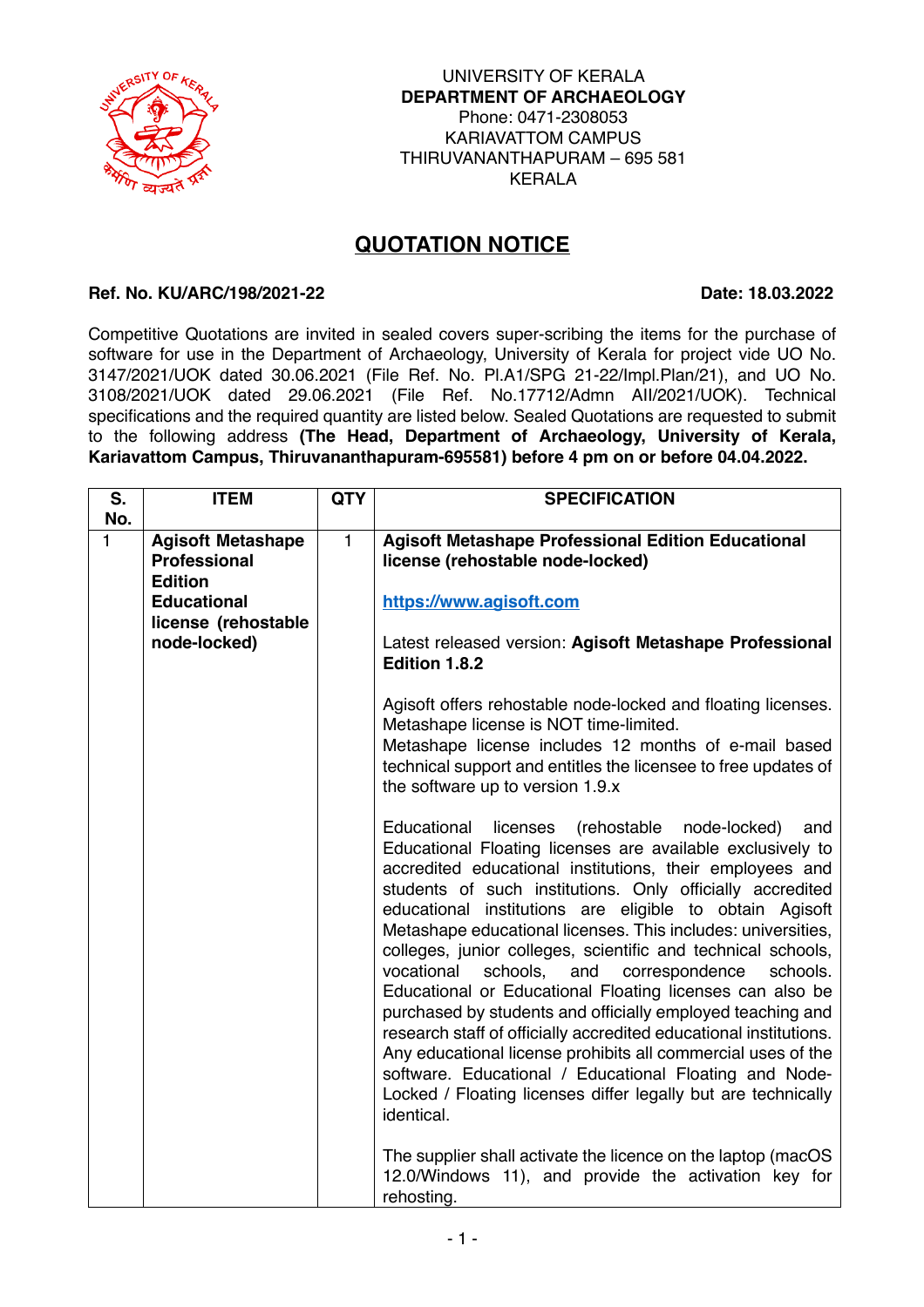UNIVERSITY OF KERALA
**DEPARTMENT OF ARCHAEOLOGY**
Phone: 0471-2308053
KARIAVATTOM CAMPUS
THIRUVANANTHAPURAM – 695 581
KERALA

# QUOTATION NOTICE

**Ref. No. KU/ARC/198/2021-22** **Date: 18.03.2022**

Competitive Quotations are invited in sealed covers super-scribing the items for the purchase of software for use in the Department of Archaeology, University of Kerala for project vide UO No. 3147/2021/UOK dated 30.06.2021 (File Ref. No. Pl.A1/SPG 21-22/Impl.Plan/21), and UO No. 3108/2021/UOK dated 29.06.2021 (File Ref. No.17712/Admn AII/2021/UOK). Technical specifications and the required quantity are listed below. Sealed Quotations are requested to submit to the following address **(The Head, Department of Archaeology, University of Kerala, Kariavattom Campus, Thiruvananthapuram-695581) before 4 pm on or before 04.04.2022.**

| S. No. | ITEM | QTY | SPECIFICATION |
|---|---|---|---|
| 1 | **Agisoft Metashape Professional Edition Educational license (rehostable node-locked)** | 1 | **Agisoft Metashape Professional Edition Educational license (rehostable node-locked)**<br><br>https://www.agisoft.com<br><br>Latest released version: **Agisoft Metashape Professional Edition 1.8.2**<br><br>Agisoft offers rehostable node-locked and floating licenses. Metashape license is NOT time-limited.<br>Metashape license includes 12 months of e-mail based technical support and entitles the licensee to free updates of the software up to version 1.9.x<br><br>Educational licenses (rehostable node-locked) and Educational Floating licenses are available exclusively to accredited educational institutions, their employees and students of such institutions. Only officially accredited educational institutions are eligible to obtain Agisoft Metashape educational licenses. This includes: universities, colleges, junior colleges, scientific and technical schools, vocational schools, and correspondence schools. Educational or Educational Floating licenses can also be purchased by students and officially employed teaching and research staff of officially accredited educational institutions. Any educational license prohibits all commercial uses of the software. Educational / Educational Floating and Node-Locked / Floating licenses differ legally but are technically identical.<br><br>The supplier shall activate the licence on the laptop (macOS 12.0/Windows 11), and provide the activation key for rehosting. |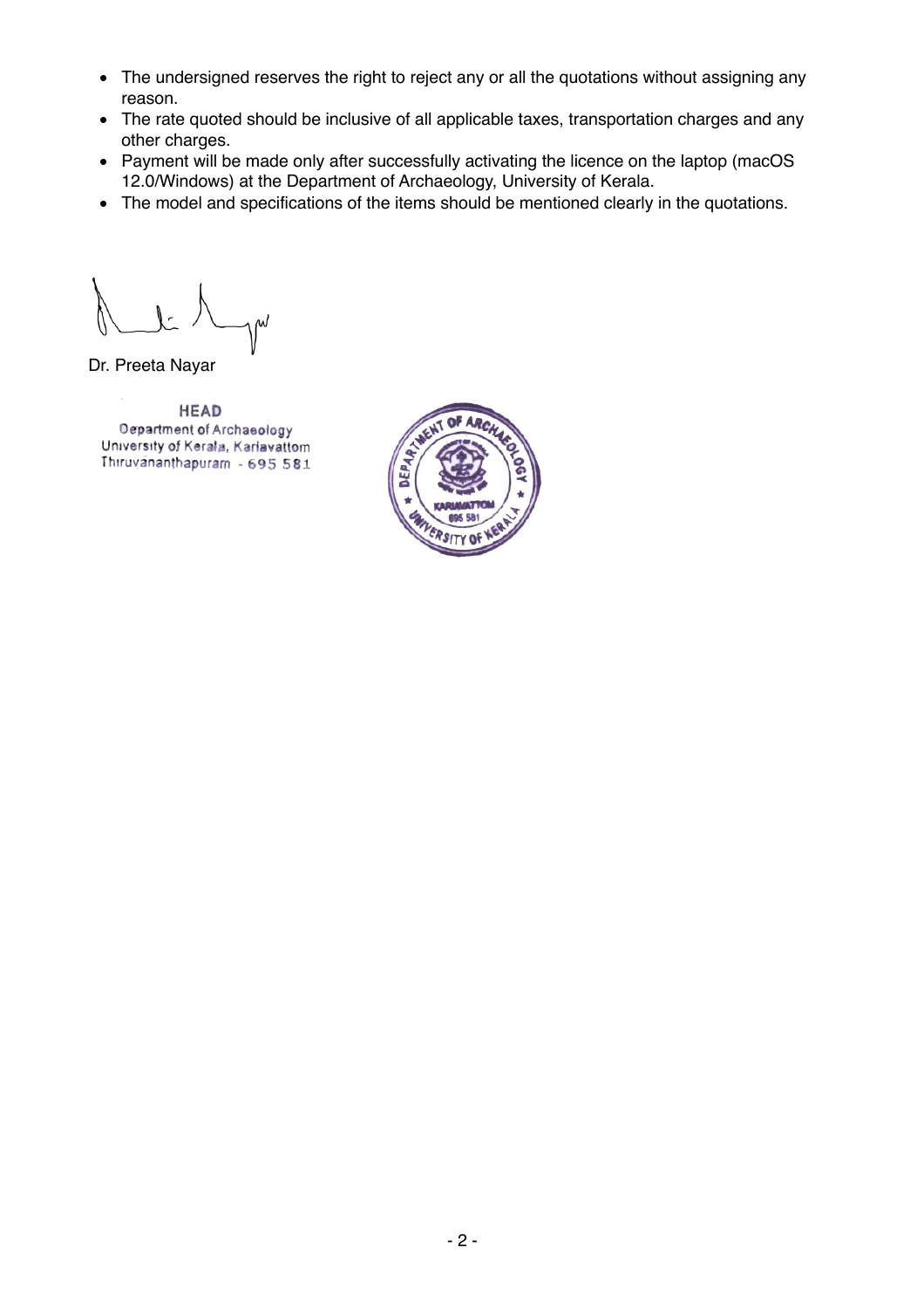- The undersigned reserves the right to reject any or all the quotations without assigning any reason.
- The rate quoted should be inclusive of all applicable taxes, transportation charges and any other charges.
- Payment will be made only after successfully activating the licence on the laptop (macOS 12.0/Windows) at the Department of Archaeology, University of Kerala.
- The model and specifications of the items should be mentioned clearly in the quotations.

Dr. Preeta Nayar

HEAD
Department of Archaeology
University of Kerala, Kariavattom
Thiruvananthapuram - 695 581

DEPARTMENT OF ARCHAEOLOGY
KARIAVATTOM
695 581
UNIVERSITY OF KERALA